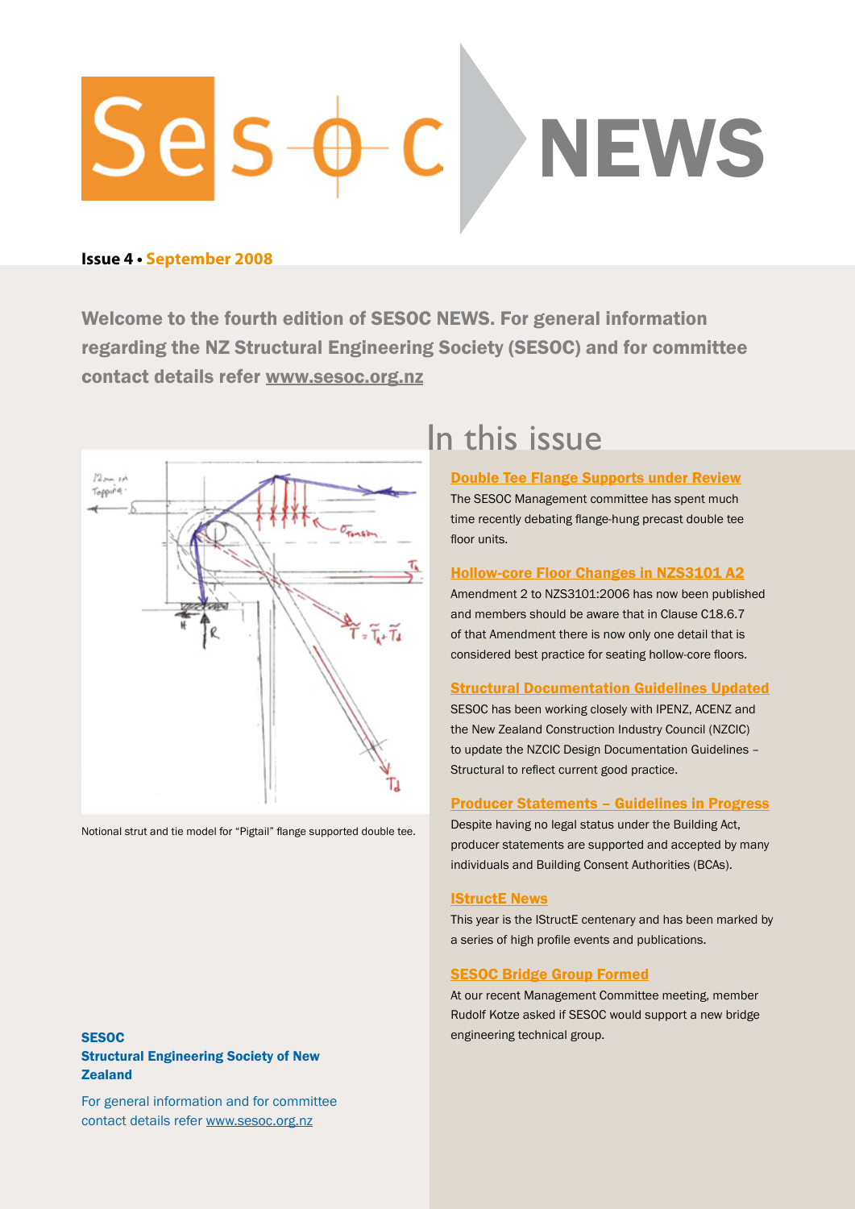# SESOC NEWS

**Issue 4 • September 2008**

**Welcome to the fourth edition of SESOC NEWS. For general information regarding the NZ Structural Engineering Society (SESOC) and for committee contact details refer www.sesoc.org.nz**

Notional strut and tie model for "Pigtail" flange supported double tee.

## In this issue

### Double Tee Flange Supports under Review

The SESOC Management committee has spent much time recently debating flange-hung precast double tee floor units.

### Hollow-core Floor Changes in NZS3101 A2

Amendment 2 to NZS3101:2006 has now been published and members should be aware that in Clause C18.6.7 of that Amendment there is now only one detail that is considered best practice for seating hollow-core floors.

### Structural Documentation Guidelines Updated

SESOC has been working closely with IPENZ, ACENZ and the New Zealand Construction Industry Council (NZCIC) to update the NZCIC Design Documentation Guidelines – Structural to reflect current good practice.

### Producer Statements – Guidelines in Progress

Despite having no legal status under the Building Act, producer statements are supported and accepted by many individuals and Building Consent Authorities (BCAs).

### IStructE News

This year is the IStructE centenary and has been marked by a series of high profile events and publications.

### SESOC Bridge Group Formed

At our recent Management Committee meeting, member Rudolf Kotze asked if SESOC would support a new bridge engineering technical group.

**SESOC**
**Structural Engineering Society of New Zealand**

For general information and for committee contact details refer www.sesoc.org.nz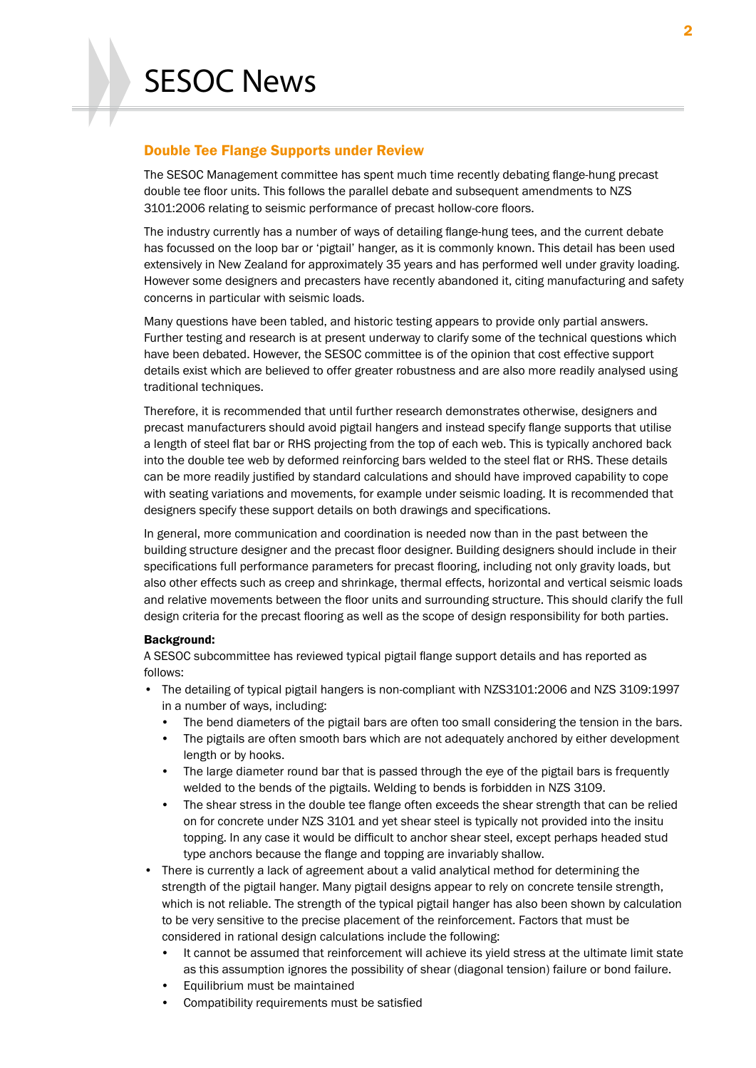# SESOC News

## Double Tee Flange Supports under Review

The SESOC Management committee has spent much time recently debating flange-hung precast double tee floor units. This follows the parallel debate and subsequent amendments to NZS 3101:2006 relating to seismic performance of precast hollow-core floors.

The industry currently has a number of ways of detailing flange-hung tees, and the current debate has focussed on the loop bar or 'pigtail' hanger, as it is commonly known. This detail has been used extensively in New Zealand for approximately 35 years and has performed well under gravity loading. However some designers and precasters have recently abandoned it, citing manufacturing and safety concerns in particular with seismic loads.

Many questions have been tabled, and historic testing appears to provide only partial answers. Further testing and research is at present underway to clarify some of the technical questions which have been debated. However, the SESOC committee is of the opinion that cost effective support details exist which are believed to offer greater robustness and are also more readily analysed using traditional techniques.

Therefore, it is recommended that until further research demonstrates otherwise, designers and precast manufacturers should avoid pigtail hangers and instead specify flange supports that utilise a length of steel flat bar or RHS projecting from the top of each web. This is typically anchored back into the double tee web by deformed reinforcing bars welded to the steel flat or RHS. These details can be more readily justified by standard calculations and should have improved capability to cope with seating variations and movements, for example under seismic loading. It is recommended that designers specify these support details on both drawings and specifications.

In general, more communication and coordination is needed now than in the past between the building structure designer and the precast floor designer. Building designers should include in their specifications full performance parameters for precast flooring, including not only gravity loads, but also other effects such as creep and shrinkage, thermal effects, horizontal and vertical seismic loads and relative movements between the floor units and surrounding structure. This should clarify the full design criteria for the precast flooring as well as the scope of design responsibility for both parties.

**Background:**
A SESOC subcommittee has reviewed typical pigtail flange support details and has reported as follows:

- The detailing of typical pigtail hangers is non-compliant with NZS3101:2006 and NZS 3109:1997 in a number of ways, including:
  - The bend diameters of the pigtail bars are often too small considering the tension in the bars.
  - The pigtails are often smooth bars which are not adequately anchored by either development length or by hooks.
  - The large diameter round bar that is passed through the eye of the pigtail bars is frequently welded to the bends of the pigtails. Welding to bends is forbidden in NZS 3109.
  - The shear stress in the double tee flange often exceeds the shear strength that can be relied on for concrete under NZS 3101 and yet shear steel is typically not provided into the insitu topping. In any case it would be difficult to anchor shear steel, except perhaps headed stud type anchors because the flange and topping are invariably shallow.
- There is currently a lack of agreement about a valid analytical method for determining the strength of the pigtail hanger. Many pigtail designs appear to rely on concrete tensile strength, which is not reliable. The strength of the typical pigtail hanger has also been shown by calculation to be very sensitive to the precise placement of the reinforcement. Factors that must be considered in rational design calculations include the following:
  - It cannot be assumed that reinforcement will achieve its yield stress at the ultimate limit state as this assumption ignores the possibility of shear (diagonal tension) failure or bond failure.
  - Equilibrium must be maintained
  - Compatibility requirements must be satisfied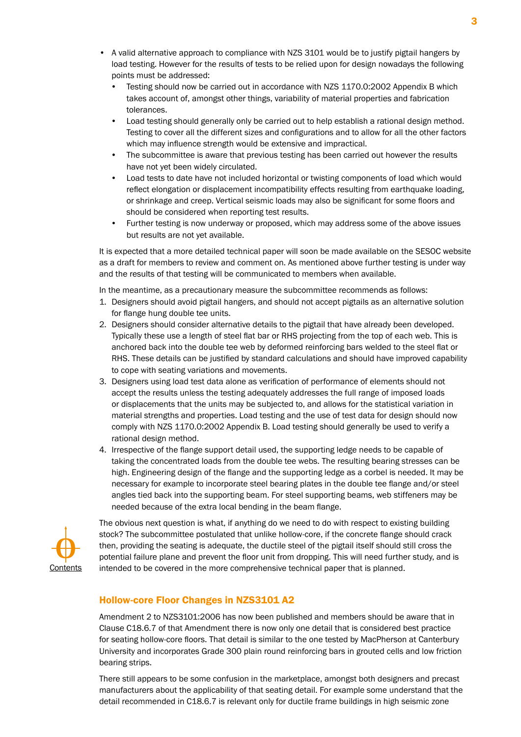- A valid alternative approach to compliance with NZS 3101 would be to justify pigtail hangers by load testing. However for the results of tests to be relied upon for design nowadays the following points must be addressed:
  - Testing should now be carried out in accordance with NZS 1170.0:2002 Appendix B which takes account of, amongst other things, variability of material properties and fabrication tolerances.
  - Load testing should generally only be carried out to help establish a rational design method. Testing to cover all the different sizes and configurations and to allow for all the other factors which may influence strength would be extensive and impractical.
  - The subcommittee is aware that previous testing has been carried out however the results have not yet been widely circulated.
  - Load tests to date have not included horizontal or twisting components of load which would reflect elongation or displacement incompatibility effects resulting from earthquake loading, or shrinkage and creep. Vertical seismic loads may also be significant for some floors and should be considered when reporting test results.
  - Further testing is now underway or proposed, which may address some of the above issues but results are not yet available.

It is expected that a more detailed technical paper will soon be made available on the SESOC website as a draft for members to review and comment on. As mentioned above further testing is under way and the results of that testing will be communicated to members when available.

In the meantime, as a precautionary measure the subcommittee recommends as follows:

1. Designers should avoid pigtail hangers, and should not accept pigtails as an alternative solution for flange hung double tee units.
2. Designers should consider alternative details to the pigtail that have already been developed. Typically these use a length of steel flat bar or RHS projecting from the top of each web. This is anchored back into the double tee web by deformed reinforcing bars welded to the steel flat or RHS. These details can be justified by standard calculations and should have improved capability to cope with seating variations and movements.
3. Designers using load test data alone as verification of performance of elements should not accept the results unless the testing adequately addresses the full range of imposed loads or displacements that the units may be subjected to, and allows for the statistical variation in material strengths and properties. Load testing and the use of test data for design should now comply with NZS 1170.0:2002 Appendix B. Load testing should generally be used to verify a rational design method.
4. Irrespective of the flange support detail used, the supporting ledge needs to be capable of taking the concentrated loads from the double tee webs. The resulting bearing stresses can be high. Engineering design of the flange and the supporting ledge as a corbel is needed. It may be necessary for example to incorporate steel bearing plates in the double tee flange and/or steel angles tied back into the supporting beam. For steel supporting beams, web stiffeners may be needed because of the extra local bending in the beam flange.

The obvious next question is what, if anything do we need to do with respect to existing building stock? The subcommittee postulated that unlike hollow-core, if the concrete flange should crack then, providing the seating is adequate, the ductile steel of the pigtail itself should still cross the potential failure plane and prevent the floor unit from dropping. This will need further study, and is intended to be covered in the more comprehensive technical paper that is planned.

## Hollow-core Floor Changes in NZS3101 A2

Amendment 2 to NZS3101:2006 has now been published and members should be aware that in Clause C18.6.7 of that Amendment there is now only one detail that is considered best practice for seating hollow-core floors. That detail is similar to the one tested by MacPherson at Canterbury University and incorporates Grade 300 plain round reinforcing bars in grouted cells and low friction bearing strips.

There still appears to be some confusion in the marketplace, amongst both designers and precast manufacturers about the applicability of that seating detail. For example some understand that the detail recommended in C18.6.7 is relevant only for ductile frame buildings in high seismic zone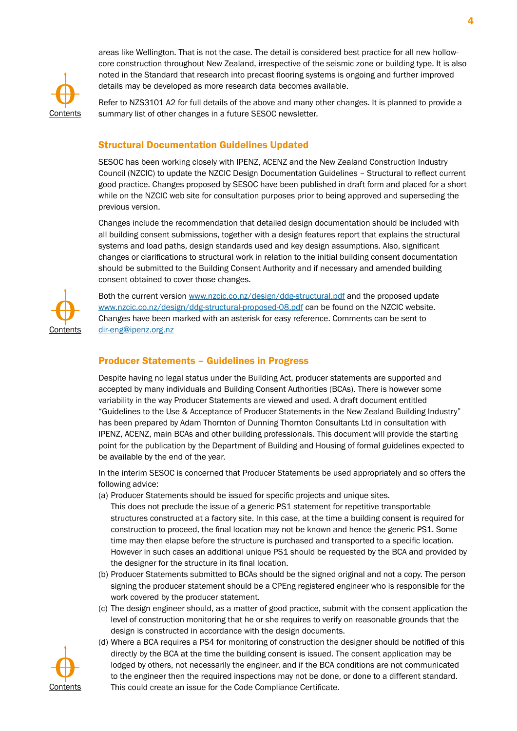areas like Wellington. That is not the case. The detail is considered best practice for all new hollow-core construction throughout New Zealand, irrespective of the seismic zone or building type. It is also noted in the Standard that research into precast flooring systems is ongoing and further improved details may be developed as more research data becomes available.

Refer to NZS3101 A2 for full details of the above and many other changes. It is planned to provide a summary list of other changes in a future SESOC newsletter.

## Structural Documentation Guidelines Updated

SESOC has been working closely with IPENZ, ACENZ and the New Zealand Construction Industry Council (NZCIC) to update the NZCIC Design Documentation Guidelines – Structural to reflect current good practice. Changes proposed by SESOC have been published in draft form and placed for a short while on the NZCIC web site for consultation purposes prior to being approved and superseding the previous version.

Changes include the recommendation that detailed design documentation should be included with all building consent submissions, together with a design features report that explains the structural systems and load paths, design standards used and key design assumptions. Also, significant changes or clarifications to structural work in relation to the initial building consent documentation should be submitted to the Building Consent Authority and if necessary and amended building consent obtained to cover those changes.

Both the current version www.nzcic.co.nz/design/ddg-structural.pdf and the proposed update www.nzcic.co.nz/design/ddg-structural-proposed-08.pdf can be found on the NZCIC website. Changes have been marked with an asterisk for easy reference. Comments can be sent to dir-eng@ipenz.org.nz

## Producer Statements – Guidelines in Progress

Despite having no legal status under the Building Act, producer statements are supported and accepted by many individuals and Building Consent Authorities (BCAs). There is however some variability in the way Producer Statements are viewed and used. A draft document entitled "Guidelines to the Use & Acceptance of Producer Statements in the New Zealand Building Industry" has been prepared by Adam Thornton of Dunning Thornton Consultants Ltd in consultation with IPENZ, ACENZ, main BCAs and other building professionals. This document will provide the starting point for the publication by the Department of Building and Housing of formal guidelines expected to be available by the end of the year.

In the interim SESOC is concerned that Producer Statements be used appropriately and so offers the following advice:

(a) Producer Statements should be issued for specific projects and unique sites.
 This does not preclude the issue of a generic PS1 statement for repetitive transportable structures constructed at a factory site. In this case, at the time a building consent is required for construction to proceed, the final location may not be known and hence the generic PS1. Some time may then elapse before the structure is purchased and transported to a specific location. However in such cases an additional unique PS1 should be requested by the BCA and provided by the designer for the structure in its final location.

(b) Producer Statements submitted to BCAs should be the signed original and not a copy. The person signing the producer statement should be a CPEng registered engineer who is responsible for the work covered by the producer statement.

(c) The design engineer should, as a matter of good practice, submit with the consent application the level of construction monitoring that he or she requires to verify on reasonable grounds that the design is constructed in accordance with the design documents.

(d) Where a BCA requires a PS4 for monitoring of construction the designer should be notified of this directly by the BCA at the time the building consent is issued. The consent application may be lodged by others, not necessarily the engineer, and if the BCA conditions are not communicated to the engineer then the required inspections may not be done, or done to a different standard. This could create an issue for the Code Compliance Certificate.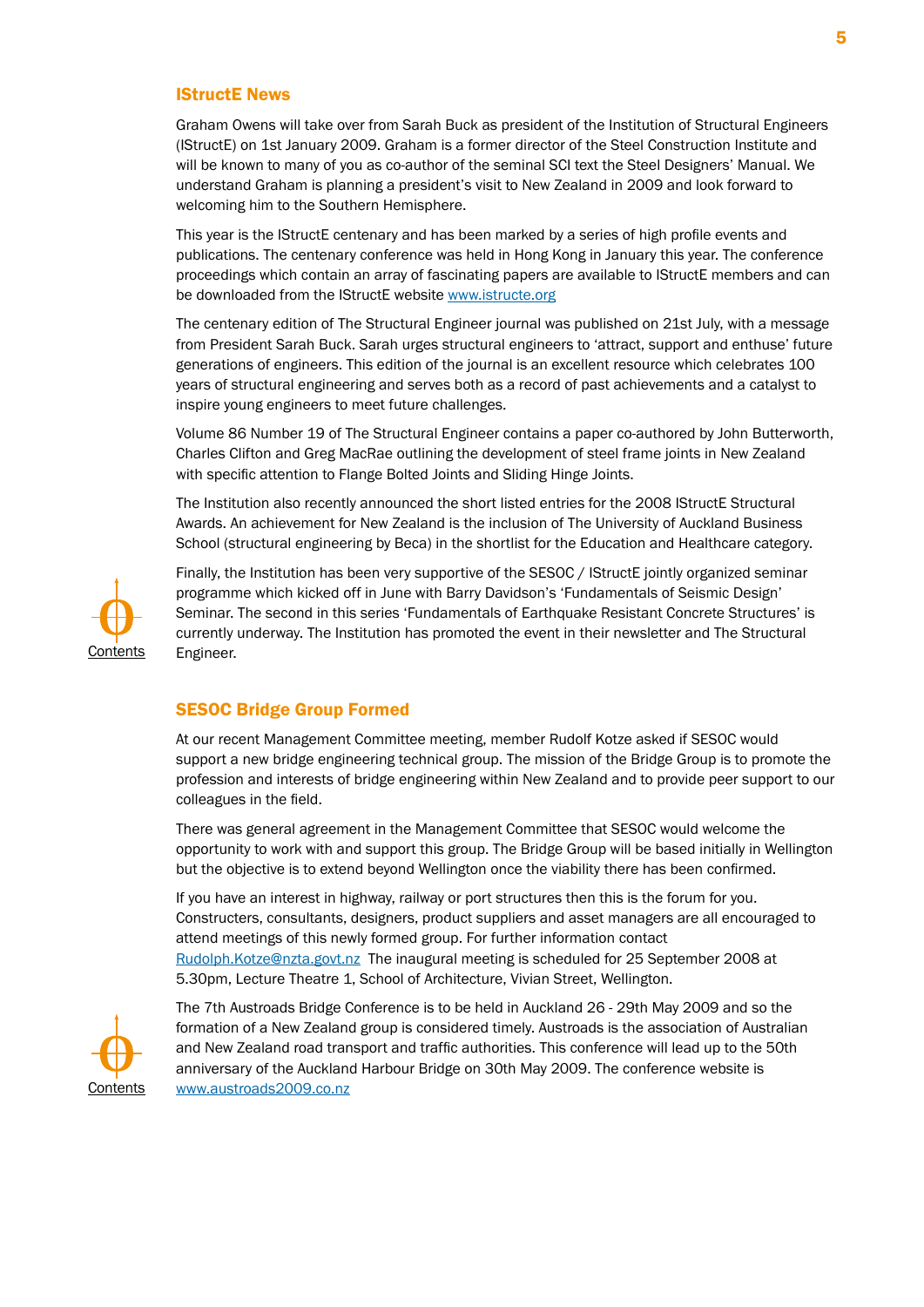## IStructE News

Graham Owens will take over from Sarah Buck as president of the Institution of Structural Engineers (IStructE) on 1st January 2009. Graham is a former director of the Steel Construction Institute and will be known to many of you as co-author of the seminal SCI text the Steel Designers' Manual. We understand Graham is planning a president's visit to New Zealand in 2009 and look forward to welcoming him to the Southern Hemisphere.

This year is the IStructE centenary and has been marked by a series of high profile events and publications. The centenary conference was held in Hong Kong in January this year. The conference proceedings which contain an array of fascinating papers are available to IStructE members and can be downloaded from the IStructE website www.istructe.org

The centenary edition of The Structural Engineer journal was published on 21st July, with a message from President Sarah Buck. Sarah urges structural engineers to 'attract, support and enthuse' future generations of engineers. This edition of the journal is an excellent resource which celebrates 100 years of structural engineering and serves both as a record of past achievements and a catalyst to inspire young engineers to meet future challenges.

Volume 86 Number 19 of The Structural Engineer contains a paper co-authored by John Butterworth, Charles Clifton and Greg MacRae outlining the development of steel frame joints in New Zealand with specific attention to Flange Bolted Joints and Sliding Hinge Joints.

The Institution also recently announced the short listed entries for the 2008 IStructE Structural Awards. An achievement for New Zealand is the inclusion of The University of Auckland Business School (structural engineering by Beca) in the shortlist for the Education and Healthcare category.

Finally, the Institution has been very supportive of the SESOC / IStructE jointly organized seminar programme which kicked off in June with Barry Davidson's 'Fundamentals of Seismic Design' Seminar. The second in this series 'Fundamentals of Earthquake Resistant Concrete Structures' is currently underway. The Institution has promoted the event in their newsletter and The Structural Engineer.

Contents

## SESOC Bridge Group Formed

At our recent Management Committee meeting, member Rudolf Kotze asked if SESOC would support a new bridge engineering technical group. The mission of the Bridge Group is to promote the profession and interests of bridge engineering within New Zealand and to provide peer support to our colleagues in the field.

There was general agreement in the Management Committee that SESOC would welcome the opportunity to work with and support this group. The Bridge Group will be based initially in Wellington but the objective is to extend beyond Wellington once the viability there has been confirmed.

If you have an interest in highway, railway or port structures then this is the forum for you. Constructers, consultants, designers, product suppliers and asset managers are all encouraged to attend meetings of this newly formed group. For further information contact Rudolph.Kotze@nzta.govt.nz The inaugural meeting is scheduled for 25 September 2008 at 5.30pm, Lecture Theatre 1, School of Architecture, Vivian Street, Wellington.

The 7th Austroads Bridge Conference is to be held in Auckland 26 - 29th May 2009 and so the formation of a New Zealand group is considered timely. Austroads is the association of Australian and New Zealand road transport and traffic authorities. This conference will lead up to the 50th anniversary of the Auckland Harbour Bridge on 30th May 2009. The conference website is www.austroads2009.co.nz

Contents